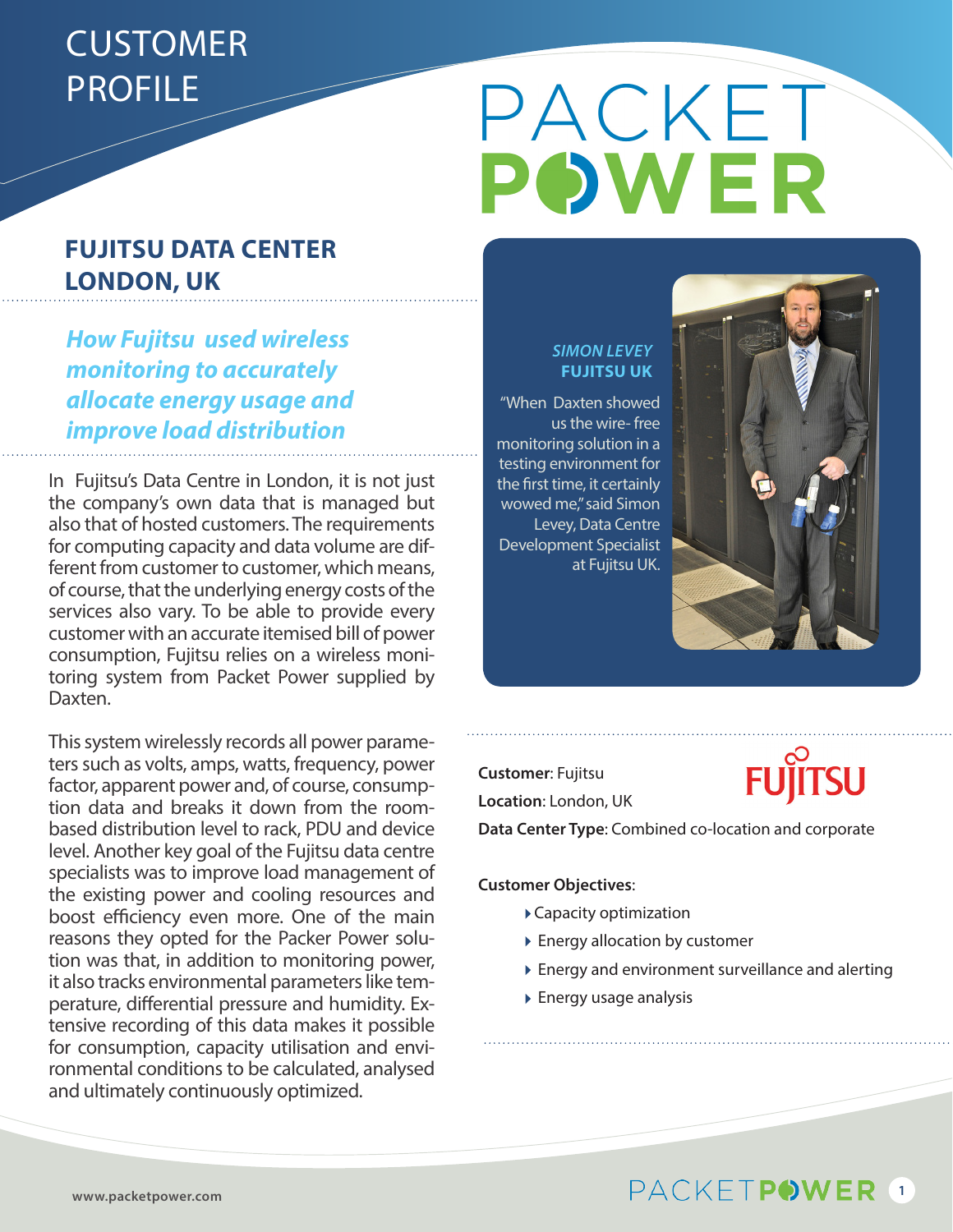# CUSTOMER PROFILE

## FUJITSU DATA CENTER LONDON, UK

### *How Fujitsu used wireless monitoring to accurately allocate energy usage and improve load distribution*

In Fujitsu's Data Centre in London, it is not just the company's own data that is managed but also that of hosted customers. The requirements for computing capacity and data volume are different from customer to customer, which means, of course, that the underlying energy costs of the services also vary. To be able to provide every customer with an accurate itemised bill of power consumption, Fujitsu relies on a wireless monitoring system from Packet Power supplied by Daxten.

This system wirelessly records all power parameters such as volts, amps, watts, frequency, power factor, apparent power and, of course, consumption data and breaks it down from the room-based distribution level to rack, PDU and device level. Another key goal of the Fujitsu data centre specialists was to improve load management of the existing power and cooling resources and boost efficiency even more. One of the main reasons they opted for the Packer Power solution was that, in addition to monitoring power, it also tracks environmental parameters like temperature, differential pressure and humidity. Extensive recording of this data makes it possible for consumption, capacity utilisation and environmental conditions to be calculated, analysed and ultimately continuously optimized.

***SIMON LEVEY***
**FUJITSU UK**

"When Daxten showed us the wire- free monitoring solution in a testing environment for the first time, it certainly wowed me," said Simon Levey, Data Centre Development Specialist at Fujitsu UK.

**Customer**: Fujitsu

**Location**: London, UK

**Data Center Type**: Combined co-location and corporate

**Customer Objectives**:

- Capacity optimization
- Energy allocation by customer
- Energy and environment surveillance and alerting
- Energy usage analysis

www.packetpower.com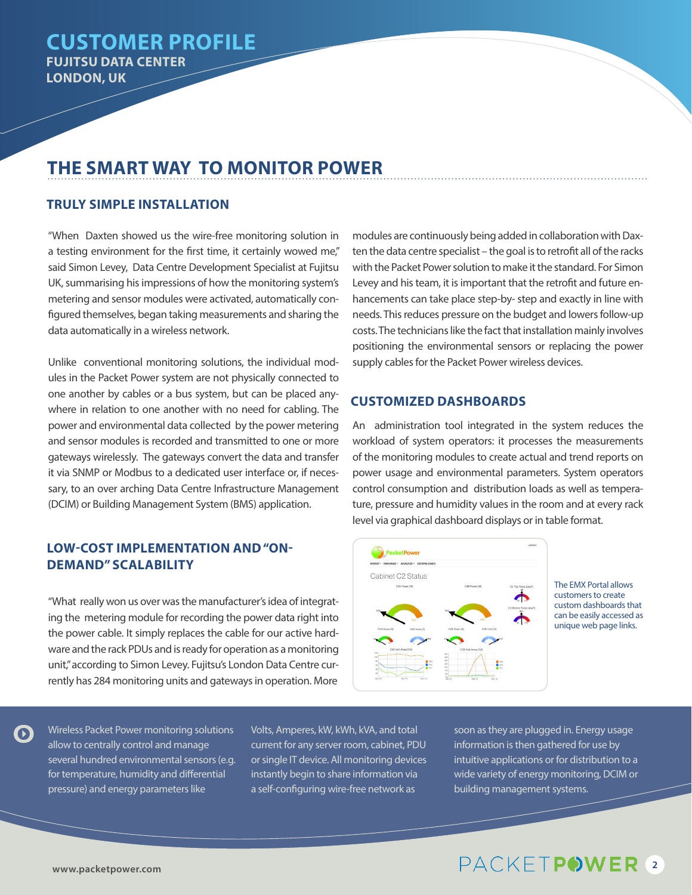# CUSTOMER PROFILE

**FUJITSU DATA CENTER**
**LONDON, UK**

## THE SMART WAY TO MONITOR POWER

### TRULY SIMPLE INSTALLATION

"When Daxten showed us the wire-free monitoring solution in a testing environment for the first time, it certainly wowed me," said Simon Levey, Data Centre Development Specialist at Fujitsu UK, summarising his impressions of how the monitoring system's metering and sensor modules were activated, automatically configured themselves, began taking measurements and sharing the data automatically in a wireless network.

Unlike conventional monitoring solutions, the individual modules in the Packet Power system are not physically connected to one another by cables or a bus system, but can be placed anywhere in relation to one another with no need for cabling. The power and environmental data collected by the power metering and sensor modules is recorded and transmitted to one or more gateways wirelessly. The gateways convert the data and transfer it via SNMP or Modbus to a dedicated user interface or, if necessary, to an over arching Data Centre Infrastructure Management (DCIM) or Building Management System (BMS) application.

### LOW-COST IMPLEMENTATION AND "ON-DEMAND" SCALABILITY

"What really won us over was the manufacturer's idea of integrating the metering module for recording the power data right into the power cable. It simply replaces the cable for our active hardware and the rack PDUs and is ready for operation as a monitoring unit," according to Simon Levey. Fujitsu's London Data Centre currently has 284 monitoring units and gateways in operation. More modules are continuously being added in collaboration with Daxten the data centre specialist – the goal is to retrofit all of the racks with the Packet Power solution to make it the standard. For Simon Levey and his team, it is important that the retrofit and future enhancements can take place step-by- step and exactly in line with needs. This reduces pressure on the budget and lowers follow-up costs. The technicians like the fact that installation mainly involves positioning the environmental sensors or replacing the power supply cables for the Packet Power wireless devices.

### CUSTOMIZED DASHBOARDS

An administration tool integrated in the system reduces the workload of system operators: it processes the measurements of the monitoring modules to create actual and trend reports on power usage and environmental parameters. System operators control consumption and distribution loads as well as temperature, pressure and humidity values in the room and at every rack level via graphical dashboard displays or in table format.

The EMX Portal allows customers to create custom dashboards that can be easily accessed as unique web page links.

Wireless Packet Power monitoring solutions allow to centrally control and manage several hundred environmental sensors (e.g. for temperature, humidity and differential pressure) and energy parameters like Volts, Amperes, kW, kWh, kVA, and total current for any server room, cabinet, PDU or single IT device. All monitoring devices instantly begin to share information via a self-configuring wire-free network as soon as they are plugged in. Energy usage information is then gathered for use by intuitive applications or for distribution to a wide variety of energy monitoring, DCIM or building management systems.

www.packetpower.com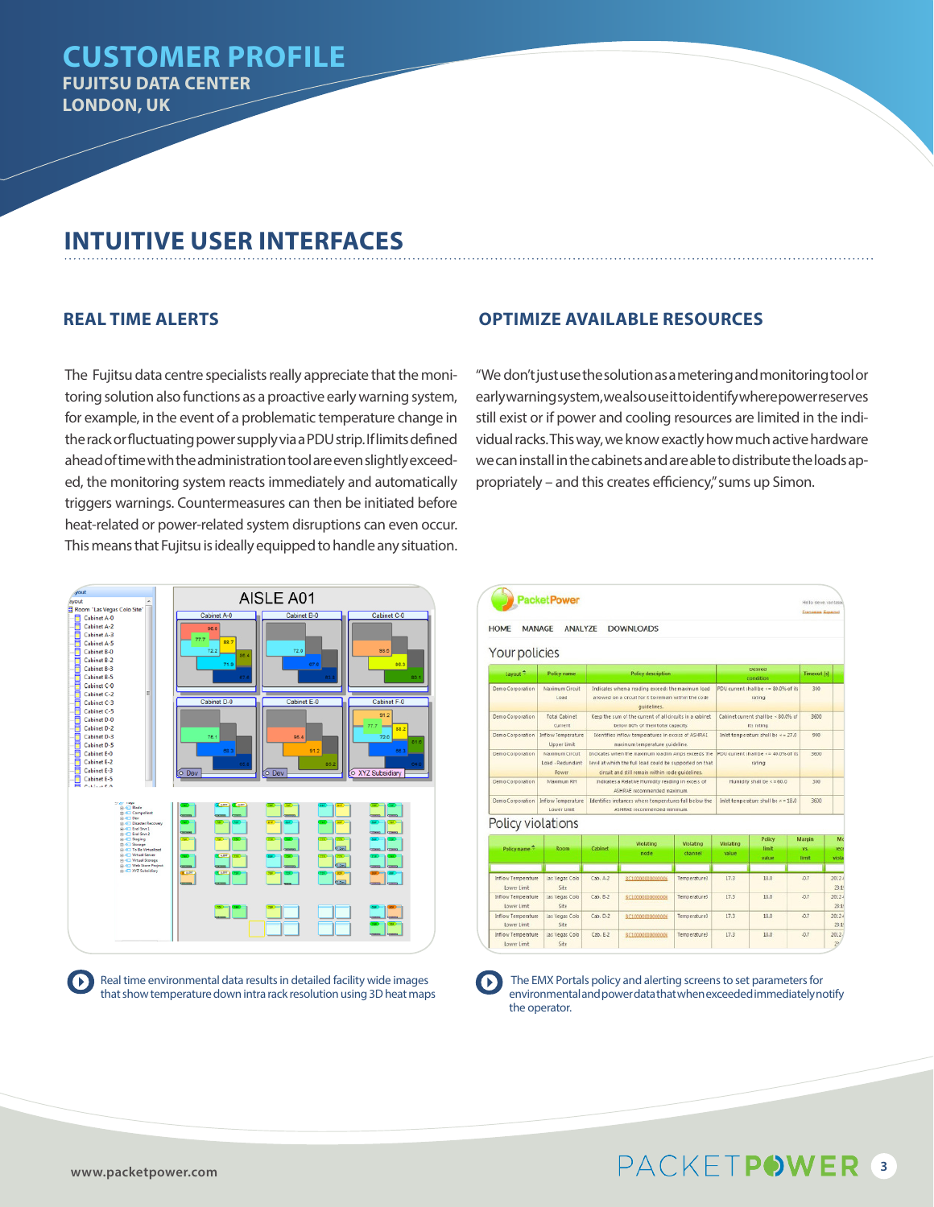# CUSTOMER PROFILE

**FUJITSU DATA CENTER**
**LONDON, UK**

## INTUITIVE USER INTERFACES

### REAL TIME ALERTS

The Fujitsu data centre specialists really appreciate that the monitoring solution also functions as a proactive early warning system, for example, in the event of a problematic temperature change in the rack or fluctuating power supply via a PDU strip. If limits defined ahead of time with the administration tool are even slightly exceeded, the monitoring system reacts immediately and automatically triggers warnings. Countermeasures can then be initiated before heat-related or power-related system disruptions can even occur. This means that Fujitsu is ideally equipped to handle any situation.

### OPTIMIZE AVAILABLE RESOURCES

"We don't just use the solution as a metering and monitoring tool or early warning system, we also use it to identify where power reserves still exist or if power and cooling resources are limited in the individual racks. This way, we know exactly how much active hardware we can install in the cabinets and are able to distribute the loads appropriately – and this creates efficiency," sums up Simon.

Real time environmental data results in detailed facility wide images that show temperature down intra rack resolution using 3D heat maps

The EMX Portals policy and alerting screens to set parameters for environmental and power data that when exceeded immediately notify the operator.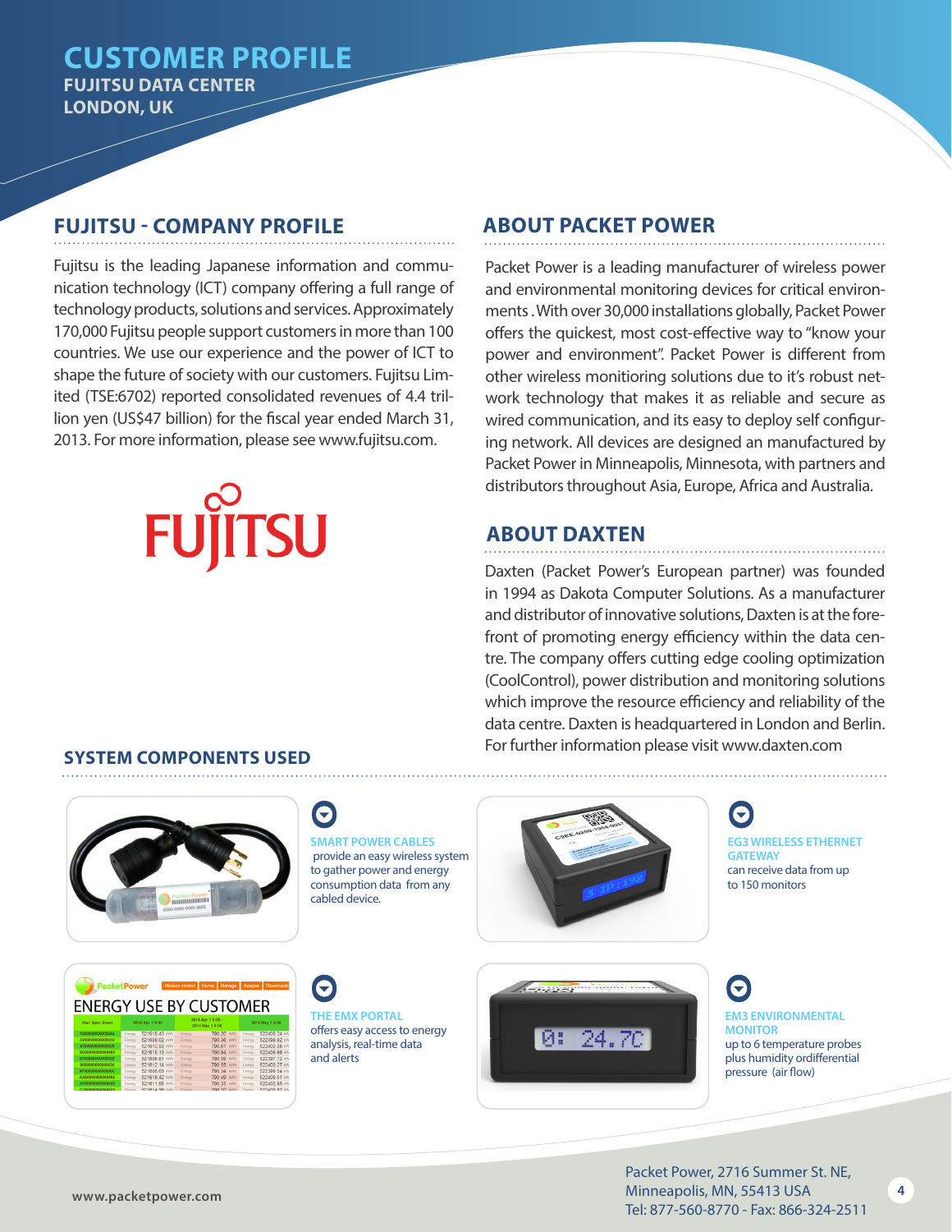# CUSTOMER PROFILE

**FUJITSU DATA CENTER**
**LONDON, UK**

## FUJITSU - COMPANY PROFILE

Fujitsu is the leading Japanese information and communication technology (ICT) company offering a full range of technology products, solutions and services. Approximately 170,000 Fujitsu people support customers in more than 100 countries. We use our experience and the power of ICT to shape the future of society with our customers. Fujitsu Limited (TSE:6702) reported consolidated revenues of 4.4 trillion yen (US$47 billion) for the fiscal year ended March 31, 2013. For more information, please see www.fujitsu.com.

## ABOUT PACKET POWER

Packet Power is a leading manufacturer of wireless power and environmental monitoring devices for critical environments . With over 30,000 installations globally, Packet Power offers the quickest, most cost-effective way to "know your power and environment". Packet Power is different from other wireless monitoring solutions due to it's robust network technology that makes it as reliable and secure as wired communication, and its easy to deploy self configuring network. All devices are designed an manufactured by Packet Power in Minneapolis, Minnesota, with partners and distributors throughout Asia, Europe, Africa and Australia.

## ABOUT DAXTEN

Daxten (Packet Power's European partner) was founded in 1994 as Dakota Computer Solutions. As a manufacturer and distributor of innovative solutions, Daxten is at the forefront of promoting energy efficiency within the data centre. The company offers cutting edge cooling optimization (CoolControl), power distribution and monitoring solutions which improve the resource efficiency and reliability of the data centre. Daxten is headquartered in London and Berlin. For further information please visit www.daxten.com

## SYSTEM COMPONENTS USED

**SMART POWER CABLES**
provide an easy wireless system to gather power and energy consumption data from any cabled device.

**EG3 WIRELESS ETHERNET GATEWAY**
can receive data from up to 150 monitors

**THE EMX PORTAL**
offers easy access to energy analysis, real-time data and alerts

**EM3 ENVIRONMENTAL MONITOR**
up to 6 temperature probes plus humidity ordifferential pressure (air flow)

www.packetpower.com

Packet Power, 2716 Summer St. NE,
Minneapolis, MN, 55413 USA
Tel: 877-560-8770 - Fax: 866-324-2511